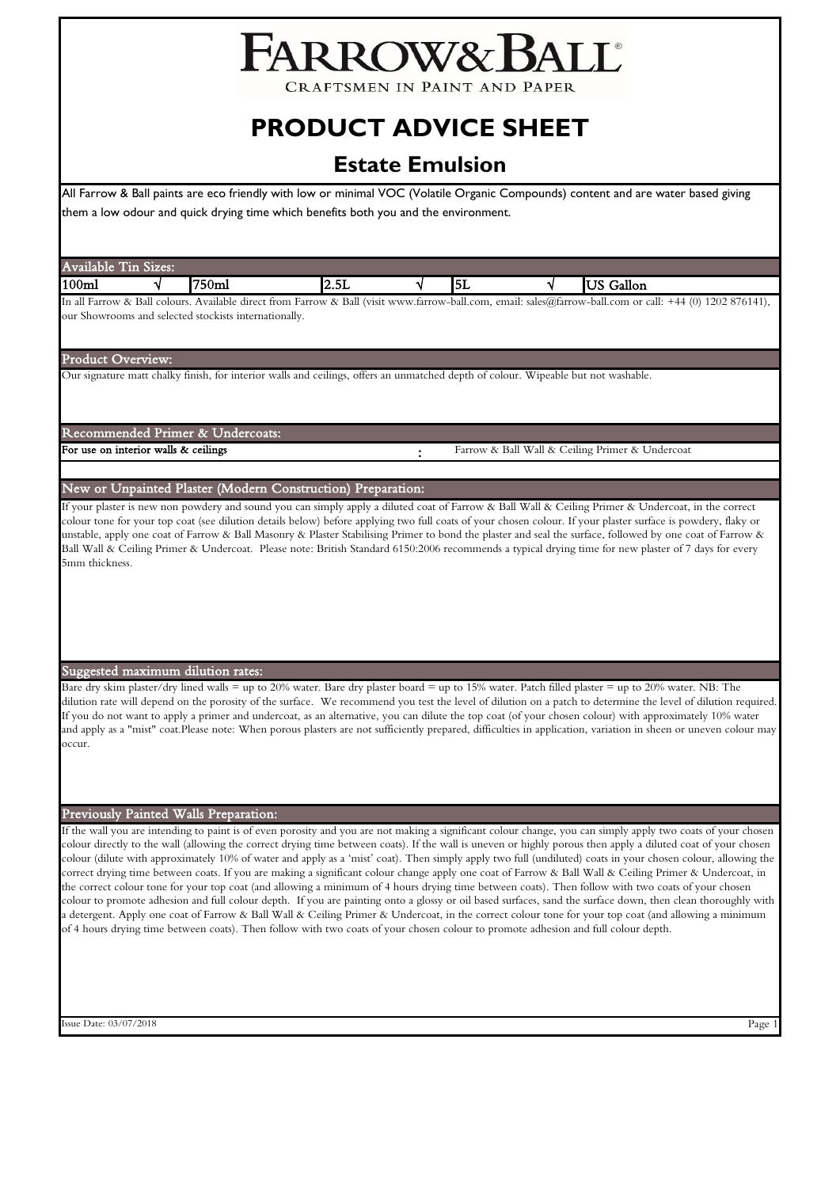# FARROW&BALL®

CRAFTSMEN IN PAINT AND PAPER

# PRODUCT ADVICE SHEET

## Estate Emulsion

All Farrow & Ball paints are eco friendly with low or minimal VOC (Volatile Organic Compounds) content and are water based giving them a low odour and quick drying time which benefits both you and the environment.

### Available Tin Sizes:

| 100ml | √ | 750ml | | 2.5L | √ | 5L | √ | US Gallon |
|---|---|---|---|---|---|---|---|---|

In all Farrow & Ball colours. Available direct from Farrow & Ball (visit www.farrow-ball.com, email: sales@farrow-ball.com or call: +44 (0) 1202 876141), our Showrooms and selected stockists internationally.

### Product Overview:

Our signature matt chalky finish, for interior walls and ceilings, offers an unmatched depth of colour. Wipeable but not washable.

### Recommended Primer & Undercoats:

| For use on interior walls & ceilings | : | Farrow & Ball Wall & Ceiling Primer & Undercoat |
|---|---|---|

### New or Unpainted Plaster (Modern Construction) Preparation:

If your plaster is new non powdery and sound you can simply apply a diluted coat of Farrow & Ball Wall & Ceiling Primer & Undercoat, in the correct colour tone for your top coat (see dilution details below) before applying two full coats of your chosen colour. If your plaster surface is powdery, flaky or unstable, apply one coat of Farrow & Ball Masonry & Plaster Stabilising Primer to bond the plaster and seal the surface, followed by one coat of Farrow & Ball Wall & Ceiling Primer & Undercoat. Please note: British Standard 6150:2006 recommends a typical drying time for new plaster of 7 days for every 5mm thickness.

### Suggested maximum dilution rates:

Bare dry skim plaster/dry lined walls = up to 20% water. Bare dry plaster board = up to 15% water. Patch filled plaster = up to 20% water. NB: The dilution rate will depend on the porosity of the surface. We recommend you test the level of dilution on a patch to determine the level of dilution required. If you do not want to apply a primer and undercoat, as an alternative, you can dilute the top coat (of your chosen colour) with approximately 10% water and apply as a "mist" coat.Please note: When porous plasters are not sufficiently prepared, difficulties in application, variation in sheen or uneven colour may occur.

### Previously Painted Walls Preparation:

If the wall you are intending to paint is of even porosity and you are not making a significant colour change, you can simply apply two coats of your chosen colour directly to the wall (allowing the correct drying time between coats). If the wall is uneven or highly porous then apply a diluted coat of your chosen colour (dilute with approximately 10% of water and apply as a 'mist' coat). Then simply apply two full (undiluted) coats in your chosen colour, allowing the correct drying time between coats. If you are making a significant colour change apply one coat of Farrow & Ball Wall & Ceiling Primer & Undercoat, in the correct colour tone for your top coat (and allowing a minimum of 4 hours drying time between coats). Then follow with two coats of your chosen colour to promote adhesion and full colour depth. If you are painting onto a glossy or oil based surfaces, sand the surface down, then clean thoroughly with a detergent. Apply one coat of Farrow & Ball Wall & Ceiling Primer & Undercoat, in the correct colour tone for your top coat (and allowing a minimum of 4 hours drying time between coats). Then follow with two coats of your chosen colour to promote adhesion and full colour depth.

Issue Date: 03/07/2018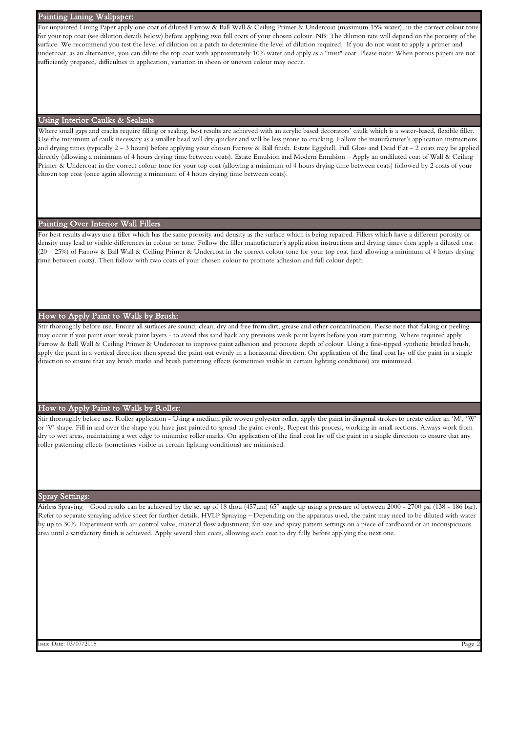## Painting Lining Wallpaper:

For unpainted Lining Paper apply one coat of diluted Farrow & Ball Wall & Ceiling Primer & Undercoat (maximum 15% water), in the correct colour tone for your top coat (see dilution details below) before applying two full coats of your chosen colour. NB: The dilution rate will depend on the porosity of the surface. We recommend you test the level of dilution on a patch to determine the level of dilution required. If you do not want to apply a primer and undercoat, as an alternative, you can dilute the top coat with approximately 10% water and apply as a "mist" coat. Please note: When porous papers are not sufficiently prepared, difficulties in application, variation in sheen or uneven colour may occur.

## Using Interior Caulks & Sealants

Where small gaps and cracks require filling or sealing, best results are achieved with an acrylic based decorators' caulk which is a water-based, flexible filler. Use the minimum of caulk necessary as a smaller bead will dry quicker and will be less prone to cracking. Follow the manufacturer's application instructions and drying times (typically 2 – 3 hours) before applying your chosen Farrow & Ball finish. Estate Eggshell, Full Gloss and Dead Flat – 2 coats may be applied directly (allowing a minimum of 4 hours drying time between coats). Estate Emulsion and Modern Emulsion – Apply an undiluted coat of Wall & Ceiling Primer & Undercoat in the correct colour tone for your top coat (allowing a minimum of 4 hours drying time between coats) followed by 2 coats of your chosen top coat (once again allowing a minimum of 4 hours drying time between coats).

## Painting Over Interior Wall Fillers

For best results always use a filler which has the same porosity and density as the surface which is being repaired. Fillers which have a different porosity or density may lead to visible differences in colour or tone. Follow the filler manufacturer's application instructions and drying times then apply a diluted coat (20 – 25%) of Farrow & Ball Wall & Ceiling Primer & Undercoat in the correct colour tone for your top coat (and allowing a minimum of 4 hours drying time between coats). Then follow with two coats of your chosen colour to promote adhesion and full colour depth.

## How to Apply Paint to Walls by Brush:

Stir thoroughly before use. Ensure all surfaces are sound, clean, dry and free from dirt, grease and other contamination. Please note that flaking or peeling may occur if you paint over weak paint layers - to avoid this sand back any previous weak paint layers before you start painting. Where required apply Farrow & Ball Wall & Ceiling Primer & Undercoat to improve paint adhesion and promote depth of colour. Using a fine-tipped synthetic bristled brush, apply the paint in a vertical direction then spread the paint out evenly in a horizontal direction. On application of the final coat lay off the paint in a single direction to ensure that any brush marks and brush patterning effects (sometimes visible in certain lighting conditions) are minimised.

## How to Apply Paint to Walls by Roller:

Stir thoroughly before use. Roller application - Using a medium pile woven polyester roller, apply the paint in diagonal strokes to create either an 'M', 'W' or 'V' shape. Fill in and over the shape you have just painted to spread the paint evenly. Repeat this process, working in small sections. Always work from dry to wet areas, maintaining a wet edge to minimise roller marks. On application of the final coat lay off the paint in a single direction to ensure that any roller patterning effects (sometimes visible in certain lighting conditions) are minimised.

## Spray Settings:

Airless Spraying – Good results can be achieved by the set up of 18 thou (457µm) 65° angle tip using a pressure of between 2000 - 2700 psi (138 - 186 bar). Refer to separate spraying advice sheet for further details. HVLP Spraying – Depending on the apparatus used, the paint may need to be diluted with water by up to 30%. Experiment with air control valve, material flow adjustment, fan size and spray pattern settings on a piece of cardboard or an inconspicuous area until a satisfactory finish is achieved. Apply several thin coats, allowing each coat to dry fully before applying the next one.

Issue Date: 03/07/2018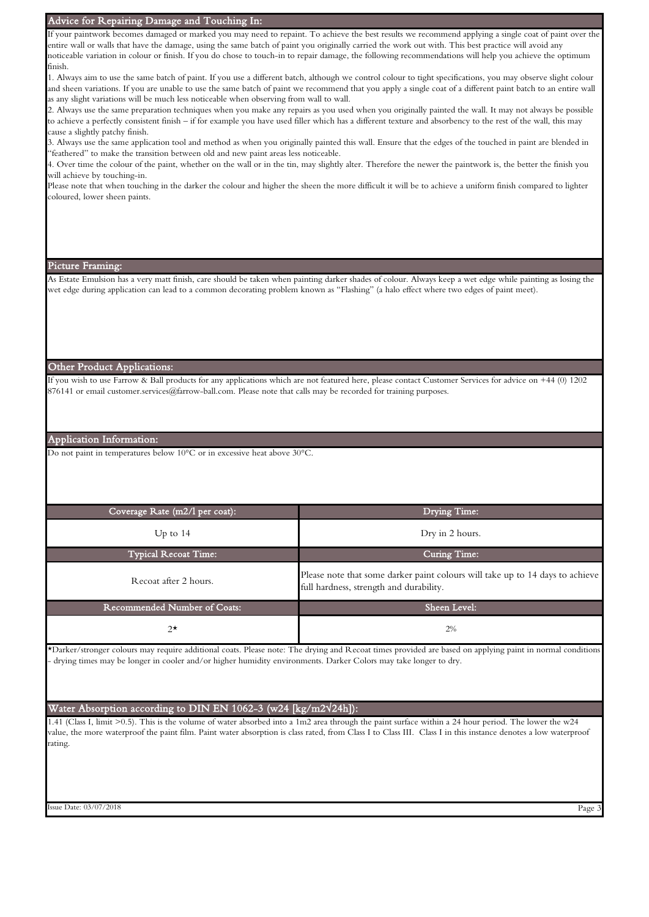## Advice for Repairing Damage and Touching In:

If your paintwork becomes damaged or marked you may need to repaint. To achieve the best results we recommend applying a single coat of paint over the entire wall or walls that have the damage, using the same batch of paint you originally carried the work out with. This best practice will avoid any noticeable variation in colour or finish. If you do chose to touch-in to repair damage, the following recommendations will help you achieve the optimum finish.

1. Always aim to use the same batch of paint. If you use a different batch, although we control colour to tight specifications, you may observe slight colour and sheen variations. If you are unable to use the same batch of paint we recommend that you apply a single coat of a different paint batch to an entire wall as any slight variations will be much less noticeable when observing from wall to wall.
2. Always use the same preparation techniques when you make any repairs as you used when you originally painted the wall. It may not always be possible to achieve a perfectly consistent finish – if for example you have used filler which has a different texture and absorbency to the rest of the wall, this may cause a slightly patchy finish.
3. Always use the same application tool and method as when you originally painted this wall. Ensure that the edges of the touched in paint are blended in "feathered" to make the transition between old and new paint areas less noticeable.
4. Over time the colour of the paint, whether on the wall or in the tin, may slightly alter. Therefore the newer the paintwork is, the better the finish you will achieve by touching-in.

Please note that when touching in the darker the colour and higher the sheen the more difficult it will be to achieve a uniform finish compared to lighter coloured, lower sheen paints.

## Picture Framing:

As Estate Emulsion has a very matt finish, care should be taken when painting darker shades of colour. Always keep a wet edge while painting as losing the wet edge during application can lead to a common decorating problem known as "Flashing" (a halo effect where two edges of paint meet).

## Other Product Applications:

If you wish to use Farrow & Ball products for any applications which are not featured here, please contact Customer Services for advice on +44 (0) 1202 876141 or email customer.services@farrow-ball.com. Please note that calls may be recorded for training purposes.

## Application Information:

Do not paint in temperatures below 10°C or in excessive heat above 30°C.

| Coverage Rate (m2/l per coat): | Drying Time: |
|---|---|
| Up to 14 | Dry in 2 hours. |
| **Typical Recoat Time:** | **Curing Time:** |
| Recoat after 2 hours. | Please note that some darker paint colours will take up to 14 days to achieve full hardness, strength and durability. |
| **Recommended Number of Coats:** | **Sheen Level:** |
| 2* | 2% |

*Darker/stronger colours may require additional coats. Please note: The drying and Recoat times provided are based on applying paint in normal conditions - drying times may be longer in cooler and/or higher humidity environments. Darker Colors may take longer to dry.

## Water Absorption according to DIN EN 1062-3 (w24 [kg/m2√24h]):

1.41 (Class I, limit >0.5). This is the volume of water absorbed into a 1m2 area through the paint surface within a 24 hour period. The lower the w24 value, the more waterproof the paint film. Paint water absorption is class rated, from Class I to Class III. Class I in this instance denotes a low waterproof rating.

Issue Date: 03/07/2018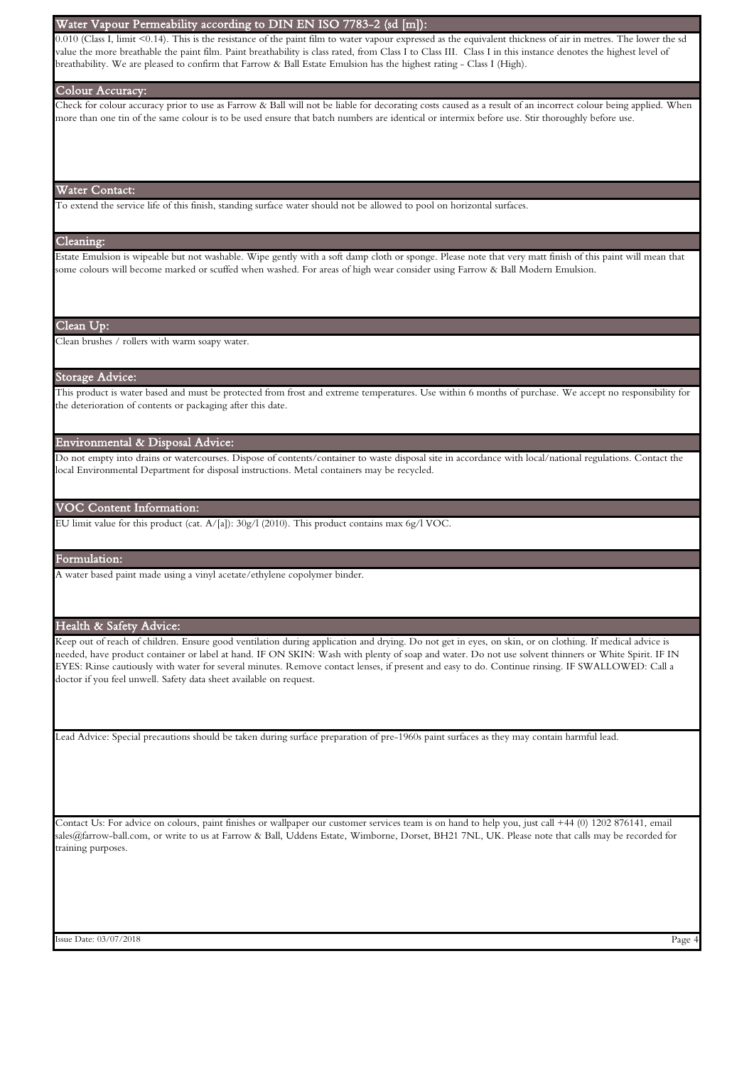## Water Vapour Permeability according to DIN EN ISO 7783-2 (sd [m]):

0.010 (Class I, limit <0.14). This is the resistance of the paint film to water vapour expressed as the equivalent thickness of air in metres. The lower the sd value the more breathable the paint film. Paint breathability is class rated, from Class I to Class III. Class I in this instance denotes the highest level of breathability. We are pleased to confirm that Farrow & Ball Estate Emulsion has the highest rating - Class I (High).

## Colour Accuracy:

Check for colour accuracy prior to use as Farrow & Ball will not be liable for decorating costs caused as a result of an incorrect colour being applied. When more than one tin of the same colour is to be used ensure that batch numbers are identical or intermix before use. Stir thoroughly before use.

## Water Contact:

To extend the service life of this finish, standing surface water should not be allowed to pool on horizontal surfaces.

## Cleaning:

Estate Emulsion is wipeable but not washable. Wipe gently with a soft damp cloth or sponge. Please note that very matt finish of this paint will mean that some colours will become marked or scuffed when washed. For areas of high wear consider using Farrow & Ball Modern Emulsion.

## Clean Up:

Clean brushes / rollers with warm soapy water.

## Storage Advice:

This product is water based and must be protected from frost and extreme temperatures. Use within 6 months of purchase. We accept no responsibility for the deterioration of contents or packaging after this date.

## Environmental & Disposal Advice:

Do not empty into drains or watercourses. Dispose of contents/container to waste disposal site in accordance with local/national regulations. Contact the local Environmental Department for disposal instructions. Metal containers may be recycled.

## VOC Content Information:

EU limit value for this product (cat. A/[a]): 30g/l (2010). This product contains max 6g/l VOC.

## Formulation:

A water based paint made using a vinyl acetate/ethylene copolymer binder.

## Health & Safety Advice:

Keep out of reach of children. Ensure good ventilation during application and drying. Do not get in eyes, on skin, or on clothing. If medical advice is needed, have product container or label at hand. IF ON SKIN: Wash with plenty of soap and water. Do not use solvent thinners or White Spirit. IF IN EYES: Rinse cautiously with water for several minutes. Remove contact lenses, if present and easy to do. Continue rinsing. IF SWALLOWED: Call a doctor if you feel unwell. Safety data sheet available on request.

Lead Advice: Special precautions should be taken during surface preparation of pre-1960s paint surfaces as they may contain harmful lead.

Contact Us: For advice on colours, paint finishes or wallpaper our customer services team is on hand to help you, just call +44 (0) 1202 876141, email sales@farrow-ball.com, or write to us at Farrow & Ball, Uddens Estate, Wimborne, Dorset, BH21 7NL, UK. Please note that calls may be recorded for training purposes.

Issue Date: 03/07/2018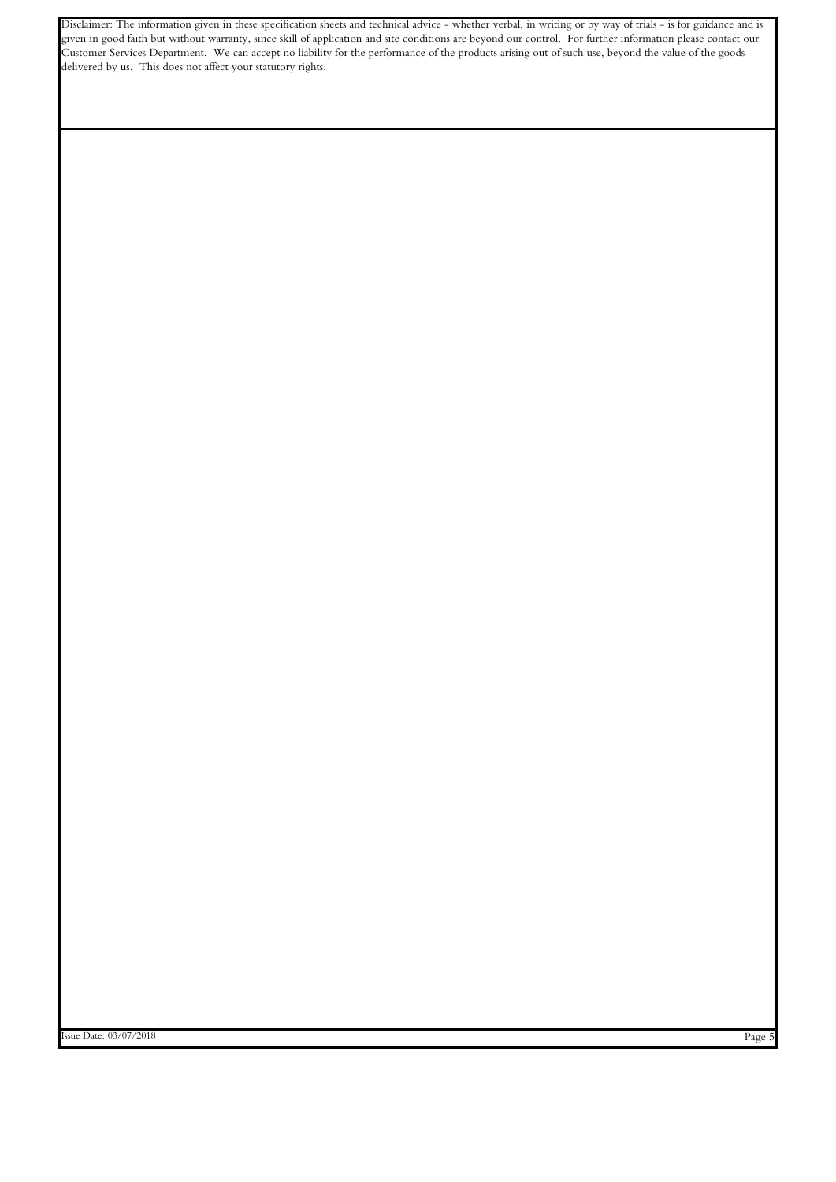Disclaimer: The information given in these specification sheets and technical advice - whether verbal, in writing or by way of trials - is for guidance and is given in good faith but without warranty, since skill of application and site conditions are beyond our control. For further information please contact our Customer Services Department. We can accept no liability for the performance of the products arising out of such use, beyond the value of the goods delivered by us. This does not affect your statutory rights.

Issue Date: 03/07/2018